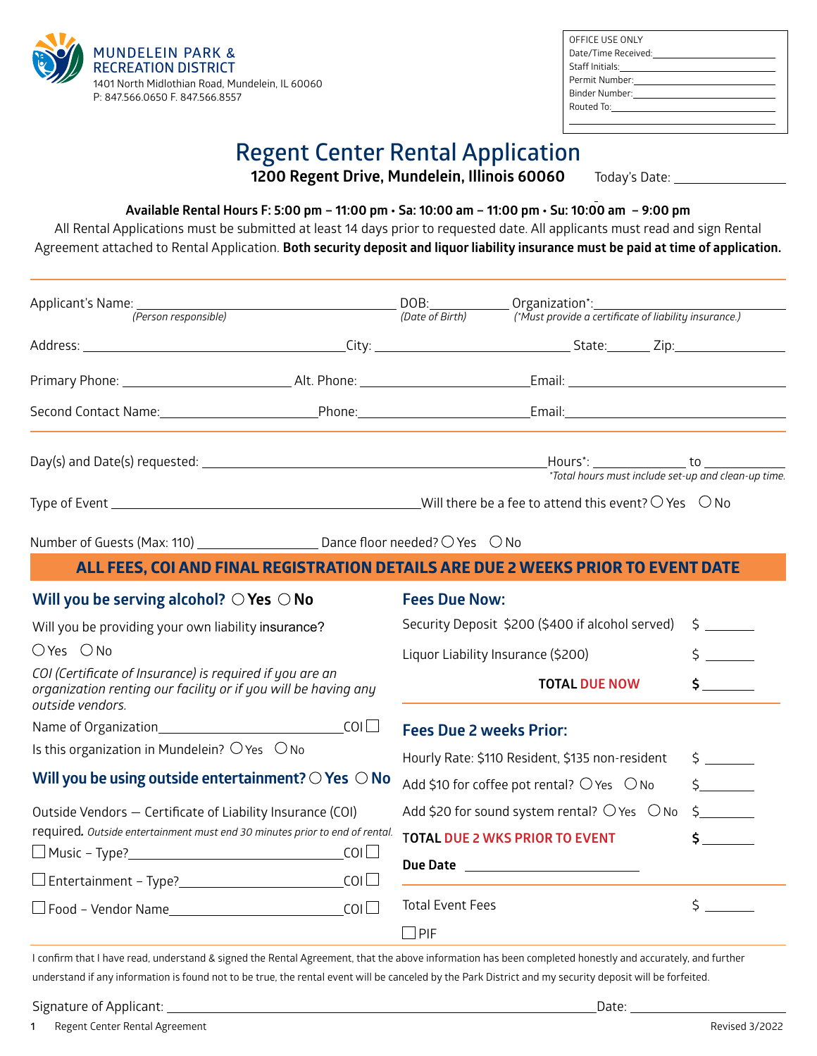MUNDELEIN PARK & RECREATION DISTRICT
1401 North Midlothian Road, Mundelein, IL 60060
P: 847.566.0650 F. 847.566.8557

| OFFICE USE ONLY |
|---|
| Date/Time Received: |
| Staff Initials: |
| Permit Number: |
| Binder Number: |
| Routed To: |

# Regent Center Rental Application

**1200 Regent Drive, Mundelein, Illinois 60060** Today's Date: ______________

**Available Rental Hours F: 5:00 pm – 11:00 pm • Sa: 10:00 am – 11:00 pm • Su: 10:00 am – 9:00 pm**

All Rental Applications must be submitted at least 14 days prior to requested date. All applicants must read and sign Rental Agreement attached to Rental Application. **Both security deposit and liquor liability insurance must be paid at time of application.**

Applicant's Name: ______________ *(Person responsible)* DOB: ______ *(Date of Birth)* Organization*: ______________ *(*Must provide a certificate of liability insurance.)*

Address: ______________ City: ______________ State: ______ Zip: ______

Primary Phone: ______________ Alt. Phone: ______________ Email: ______________

Second Contact Name: ______________ Phone: ______________ Email: ______________

Day(s) and Date(s) requested: ______________ Hours*: ______ to ______
*\*Total hours must include set-up and clean-up time.*

Type of Event ______________ Will there be a fee to attend this event? ◯ Yes ◯ No

Number of Guests (Max: 110) ______ Dance floor needed? ◯ Yes ◯ No

**ALL FEES, COI AND FINAL REGISTRATION DETAILS ARE DUE 2 WEEKS PRIOR TO EVENT DATE**

## Will you be serving alcohol? ◯ Yes ◯ No

Will you be providing your own liability insurance?

◯ Yes ◯ No

*COI (Certificate of Insurance) is required if you are an organization renting our facility or if you will be having any outside vendors.*

Name of Organization ______________ COI ☐

Is this organization in Mundelein? ◯ Yes ◯ No

## Will you be using outside entertainment? ◯ Yes ◯ No

Outside Vendors — Certificate of Liability Insurance (COI) required. *Outside entertainment must end 30 minutes prior to end of rental.*

☐ Music – Type? ______________ COI ☐

☐ Entertainment – Type? ______________ COI ☐

☐ Food – Vendor Name ______________ COI ☐

## Fees Due Now:

| | |
|---|---|
| Security Deposit $200 ($400 if alcohol served) | $ ______ |
| Liquor Liability Insurance ($200) | $ ______ |
| **TOTAL DUE NOW** | **$ ______** |

## Fees Due 2 weeks Prior:

| | |
|---|---|
| Hourly Rate: $110 Resident, $135 non-resident | $ ______ |
| Add $10 for coffee pot rental? ◯ Yes ◯ No | $ ______ |
| Add $20 for sound system rental? ◯ Yes ◯ No | $ ______ |
| **TOTAL DUE 2 WKS PRIOR TO EVENT** | **$ ______** |
| **Due Date** ______________ | |
| Total Event Fees | $ ______ |
| ☐ PIF | |

I confirm that I have read, understand & signed the Rental Agreement, that the above information has been completed honestly and accurately, and further understand if any information is found not to be true, the rental event will be canceled by the Park District and my security deposit will be forfeited.

Signature of Applicant: ______________ Date: ______________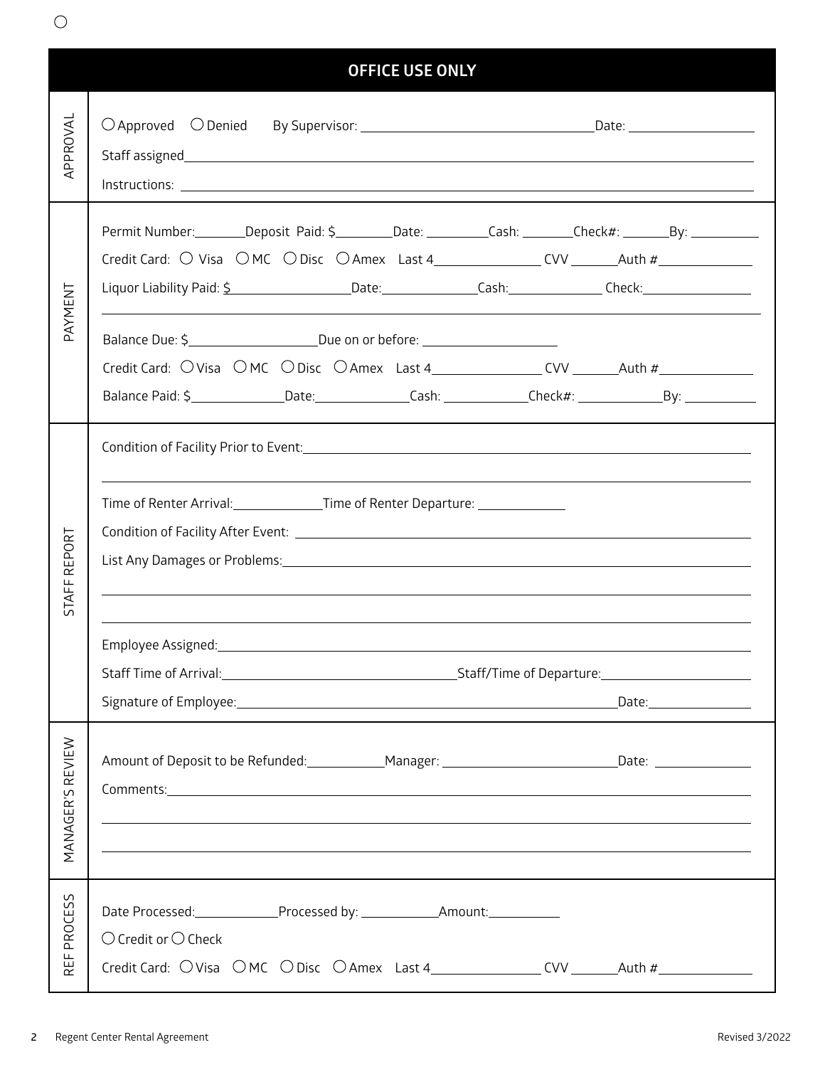## OFFICE USE ONLY

### APPROVAL

○ Approved ○ Denied By Supervisor: ______________________ Date: ______________

Staff assigned ______________________________________________

Instructions: ______________________________________________

### PAYMENT

Permit Number: ________ Deposit Paid: $ ________ Date: ________ Cash: ________ Check#: ________ By: ________

Credit Card: ○ Visa ○ MC ○ Disc ○ Amex Last 4 ____________ CVV ________ Auth # ____________

Liquor Liability Paid: $ ____________ Date: ____________ Cash: ____________ Check: ____________

Balance Due: $ ______________ Due on or before: ______________

Credit Card: ○ Visa ○ MC ○ Disc ○ Amex Last 4 ____________ CVV ________ Auth # ____________

Balance Paid: $ ____________ Date: ____________ Cash: ____________ Check#: ____________ By: ________

### STAFF REPORT

Condition of Facility Prior to Event: ______________________________________________

Time of Renter Arrival: ____________ Time of Renter Departure: ____________

Condition of Facility After Event: ______________________________________________

List Any Damages or Problems: ______________________________________________

Employee Assigned: ______________________________________________

Staff Time of Arrival: ______________________ Staff/Time of Departure: ______________

Signature of Employee: ______________________________________ Date: ____________

### MANAGER'S REVIEW

Amount of Deposit to be Refunded: ____________ Manager: ______________________ Date: ____________

Comments: ______________________________________________

### REF PROCESS

Date Processed: ____________ Processed by: ____________ Amount: ____________

○ Credit or ○ Check

Credit Card: ○ Visa ○ MC ○ Disc ○ Amex Last 4 ____________ CVV ________ Auth # ____________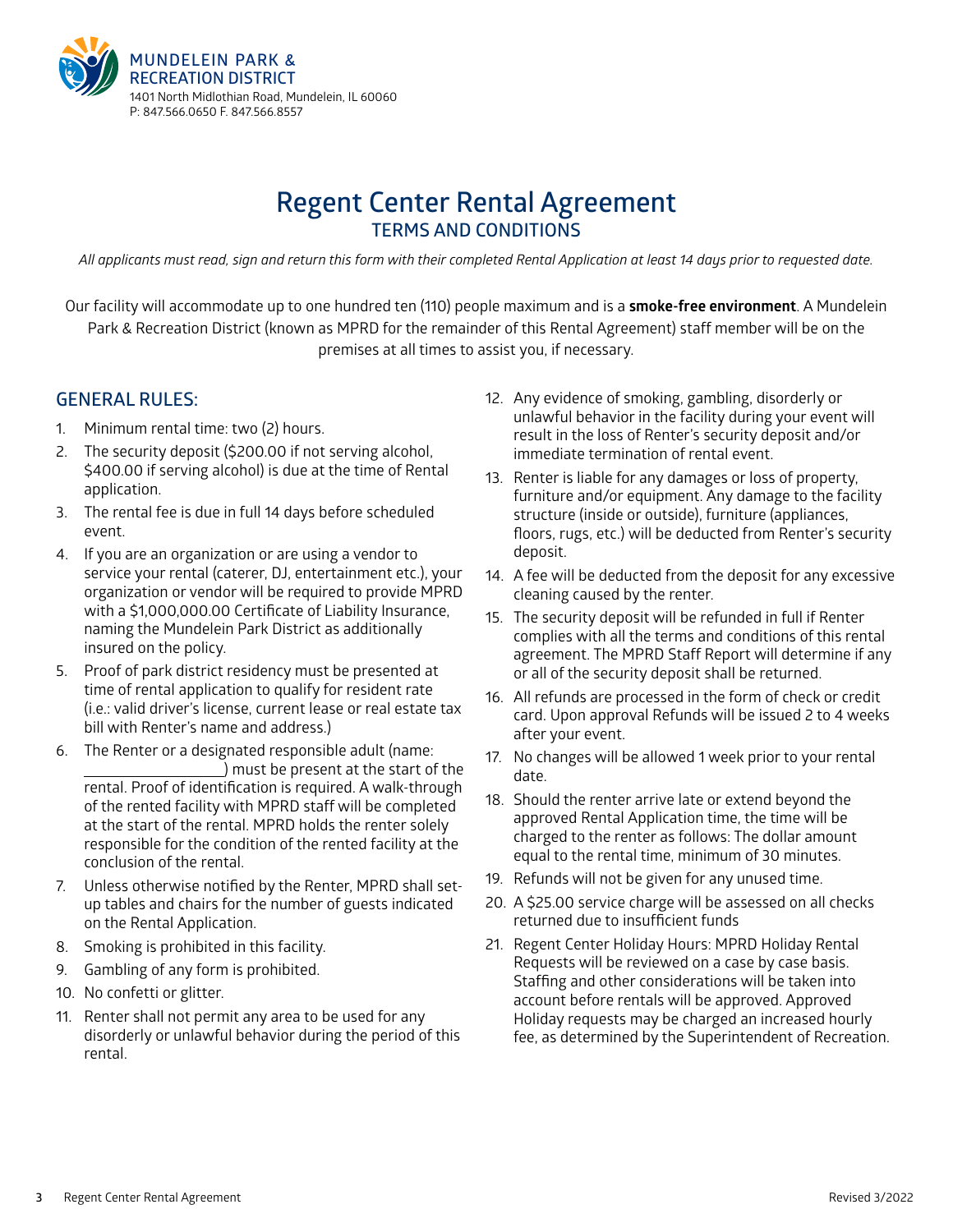MUNDELEIN PARK & RECREATION DISTRICT
1401 North Midlothian Road, Mundelein, IL 60060
P: 847.566.0650 F. 847.566.8557

# Regent Center Rental Agreement

## TERMS AND CONDITIONS

*All applicants must read, sign and return this form with their completed Rental Application at least 14 days prior to requested date.*

Our facility will accommodate up to one hundred ten (110) people maximum and is a **smoke-free environment**. A Mundelein Park & Recreation District (known as MPRD for the remainder of this Rental Agreement) staff member will be on the premises at all times to assist you, if necessary.

## GENERAL RULES:

1. Minimum rental time: two (2) hours.
2. The security deposit ($200.00 if not serving alcohol, $400.00 if serving alcohol) is due at the time of Rental application.
3. The rental fee is due in full 14 days before scheduled event.
4. If you are an organization or are using a vendor to service your rental (caterer, DJ, entertainment etc.), your organization or vendor will be required to provide MPRD with a $1,000,000.00 Certificate of Liability Insurance, naming the Mundelein Park District as additionally insured on the policy.
5. Proof of park district residency must be presented at time of rental application to qualify for resident rate (i.e.: valid driver's license, current lease or real estate tax bill with Renter's name and address.)
6. The Renter or a designated responsible adult (name: \_\_\_\_\_\_\_\_\_\_\_\_\_\_\_\_\_\_) must be present at the start of the rental. Proof of identification is required. A walk-through of the rented facility with MPRD staff will be completed at the start of the rental. MPRD holds the renter solely responsible for the condition of the rented facility at the conclusion of the rental.
7. Unless otherwise notified by the Renter, MPRD shall set-up tables and chairs for the number of guests indicated on the Rental Application.
8. Smoking is prohibited in this facility.
9. Gambling of any form is prohibited.
10. No confetti or glitter.
11. Renter shall not permit any area to be used for any disorderly or unlawful behavior during the period of this rental.
12. Any evidence of smoking, gambling, disorderly or unlawful behavior in the facility during your event will result in the loss of Renter's security deposit and/or immediate termination of rental event.
13. Renter is liable for any damages or loss of property, furniture and/or equipment. Any damage to the facility structure (inside or outside), furniture (appliances, floors, rugs, etc.) will be deducted from Renter's security deposit.
14. A fee will be deducted from the deposit for any excessive cleaning caused by the renter.
15. The security deposit will be refunded in full if Renter complies with all the terms and conditions of this rental agreement. The MPRD Staff Report will determine if any or all of the security deposit shall be returned.
16. All refunds are processed in the form of check or credit card. Upon approval Refunds will be issued 2 to 4 weeks after your event.
17. No changes will be allowed 1 week prior to your rental date.
18. Should the renter arrive late or extend beyond the approved Rental Application time, the time will be charged to the renter as follows: The dollar amount equal to the rental time, minimum of 30 minutes.
19. Refunds will not be given for any unused time.
20. A $25.00 service charge will be assessed on all checks returned due to insufficient funds
21. Regent Center Holiday Hours: MPRD Holiday Rental Requests will be reviewed on a case by case basis. Staffing and other considerations will be taken into account before rentals will be approved. Approved Holiday requests may be charged an increased hourly fee, as determined by the Superintendent of Recreation.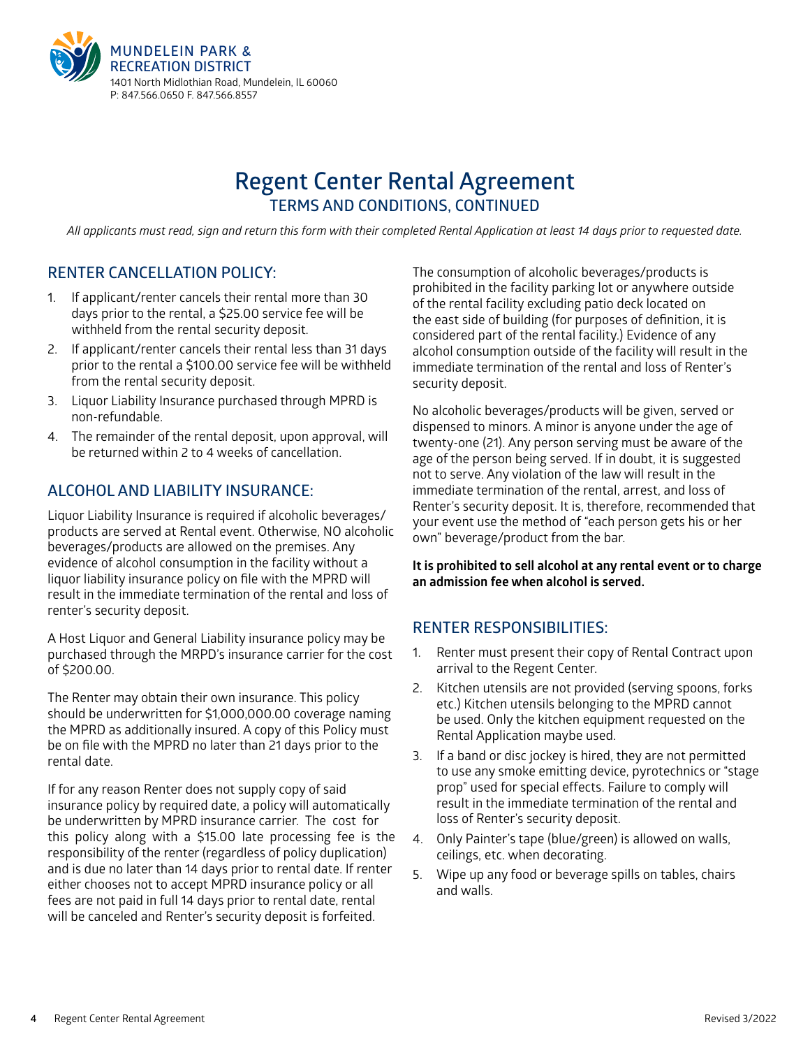MUNDELEIN PARK & RECREATION DISTRICT
1401 North Midlothian Road, Mundelein, IL 60060
P: 847.566.0650 F. 847.566.8557

# Regent Center Rental Agreement

## TERMS AND CONDITIONS, CONTINUED

*All applicants must read, sign and return this form with their completed Rental Application at least 14 days prior to requested date.*

### RENTER CANCELLATION POLICY:

1. If applicant/renter cancels their rental more than 30 days prior to the rental, a $25.00 service fee will be withheld from the rental security deposit.
2. If applicant/renter cancels their rental less than 31 days prior to the rental a $100.00 service fee will be withheld from the rental security deposit.
3. Liquor Liability Insurance purchased through MPRD is non-refundable.
4. The remainder of the rental deposit, upon approval, will be returned within 2 to 4 weeks of cancellation.

### ALCOHOL AND LIABILITY INSURANCE:

Liquor Liability Insurance is required if alcoholic beverages/products are served at Rental event. Otherwise, NO alcoholic beverages/products are allowed on the premises. Any evidence of alcohol consumption in the facility without a liquor liability insurance policy on file with the MPRD will result in the immediate termination of the rental and loss of renter's security deposit.

A Host Liquor and General Liability insurance policy may be purchased through the MRPD's insurance carrier for the cost of $200.00.

The Renter may obtain their own insurance. This policy should be underwritten for $1,000,000.00 coverage naming the MPRD as additionally insured. A copy of this Policy must be on file with the MPRD no later than 21 days prior to the rental date.

If for any reason Renter does not supply copy of said insurance policy by required date, a policy will automatically be underwritten by MPRD insurance carrier. The cost for this policy along with a $15.00 late processing fee is the responsibility of the renter (regardless of policy duplication) and is due no later than 14 days prior to rental date. If renter either chooses not to accept MPRD insurance policy or all fees are not paid in full 14 days prior to rental date, rental will be canceled and Renter's security deposit is forfeited.

The consumption of alcoholic beverages/products is prohibited in the facility parking lot or anywhere outside of the rental facility excluding patio deck located on the east side of building (for purposes of definition, it is considered part of the rental facility.) Evidence of any alcohol consumption outside of the facility will result in the immediate termination of the rental and loss of Renter's security deposit.

No alcoholic beverages/products will be given, served or dispensed to minors. A minor is anyone under the age of twenty-one (21). Any person serving must be aware of the age of the person being served. If in doubt, it is suggested not to serve. Any violation of the law will result in the immediate termination of the rental, arrest, and loss of Renter's security deposit. It is, therefore, recommended that your event use the method of "each person gets his or her own" beverage/product from the bar.

**It is prohibited to sell alcohol at any rental event or to charge an admission fee when alcohol is served.**

### RENTER RESPONSIBILITIES:

1. Renter must present their copy of Rental Contract upon arrival to the Regent Center.
2. Kitchen utensils are not provided (serving spoons, forks etc.) Kitchen utensils belonging to the MPRD cannot be used. Only the kitchen equipment requested on the Rental Application maybe used.
3. If a band or disc jockey is hired, they are not permitted to use any smoke emitting device, pyrotechnics or "stage prop" used for special effects. Failure to comply will result in the immediate termination of the rental and loss of Renter's security deposit.
4. Only Painter's tape (blue/green) is allowed on walls, ceilings, etc. when decorating.
5. Wipe up any food or beverage spills on tables, chairs and walls.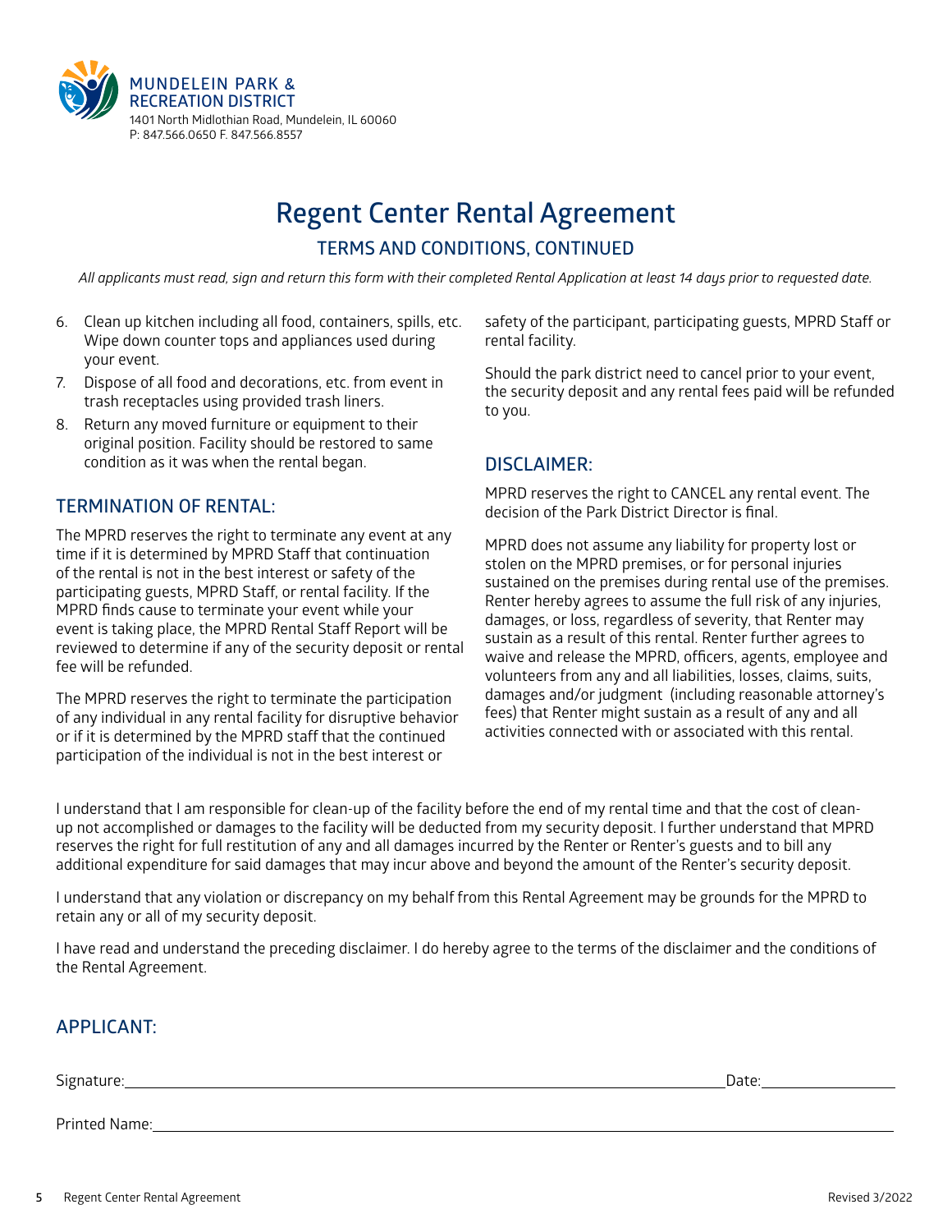MUNDELEIN PARK & RECREATION DISTRICT
1401 North Midlothian Road, Mundelein, IL 60060
P: 847.566.0650 F. 847.566.8557

# Regent Center Rental Agreement

## TERMS AND CONDITIONS, CONTINUED

*All applicants must read, sign and return this form with their completed Rental Application at least 14 days prior to requested date.*

6. Clean up kitchen including all food, containers, spills, etc. Wipe down counter tops and appliances used during your event.
7. Dispose of all food and decorations, etc. from event in trash receptacles using provided trash liners.
8. Return any moved furniture or equipment to their original position. Facility should be restored to same condition as it was when the rental began.

### TERMINATION OF RENTAL:

The MPRD reserves the right to terminate any event at any time if it is determined by MPRD Staff that continuation of the rental is not in the best interest or safety of the participating guests, MPRD Staff, or rental facility. If the MPRD finds cause to terminate your event while your event is taking place, the MPRD Rental Staff Report will be reviewed to determine if any of the security deposit or rental fee will be refunded.

The MPRD reserves the right to terminate the participation of any individual in any rental facility for disruptive behavior or if it is determined by the MPRD staff that the continued participation of the individual is not in the best interest or safety of the participant, participating guests, MPRD Staff or rental facility.

Should the park district need to cancel prior to your event, the security deposit and any rental fees paid will be refunded to you.

### DISCLAIMER:

MPRD reserves the right to CANCEL any rental event. The decision of the Park District Director is final.

MPRD does not assume any liability for property lost or stolen on the MPRD premises, or for personal injuries sustained on the premises during rental use of the premises. Renter hereby agrees to assume the full risk of any injuries, damages, or loss, regardless of severity, that Renter may sustain as a result of this rental. Renter further agrees to waive and release the MPRD, officers, agents, employee and volunteers from any and all liabilities, losses, claims, suits, damages and/or judgment (including reasonable attorney's fees) that Renter might sustain as a result of any and all activities connected with or associated with this rental.

I understand that I am responsible for clean-up of the facility before the end of my rental time and that the cost of clean-up not accomplished or damages to the facility will be deducted from my security deposit. I further understand that MPRD reserves the right for full restitution of any and all damages incurred by the Renter or Renter's guests and to bill any additional expenditure for said damages that may incur above and beyond the amount of the Renter's security deposit.

I understand that any violation or discrepancy on my behalf from this Rental Agreement may be grounds for the MPRD to retain any or all of my security deposit.

I have read and understand the preceding disclaimer. I do hereby agree to the terms of the disclaimer and the conditions of the Rental Agreement.

### APPLICANT:

Signature:\_\_\_\_\_\_\_\_\_\_\_\_\_\_\_\_\_\_\_\_\_\_\_\_\_\_\_\_\_\_\_\_\_\_\_\_\_\_\_\_ Date:\_\_\_\_\_\_\_\_\_\_\_\_\_\_\_\_

Printed Name:\_\_\_\_\_\_\_\_\_\_\_\_\_\_\_\_\_\_\_\_\_\_\_\_\_\_\_\_\_\_\_\_\_\_\_\_\_\_\_\_

Revised 3/2022